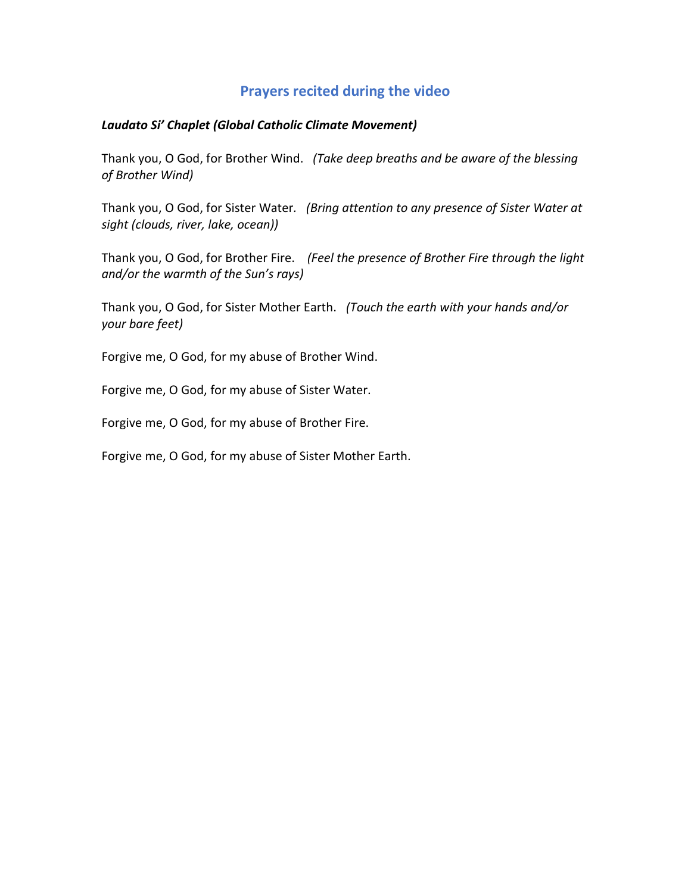## Prayers recited during the video

***Laudato Si' Chaplet (Global Catholic Climate Movement)***

Thank you, O God, for Brother Wind. *(Take deep breaths and be aware of the blessing of Brother Wind)*

Thank you, O God, for Sister Water. *(Bring attention to any presence of Sister Water at sight (clouds, river, lake, ocean))*

Thank you, O God, for Brother Fire. *(Feel the presence of Brother Fire through the light and/or the warmth of the Sun's rays)*

Thank you, O God, for Sister Mother Earth. *(Touch the earth with your hands and/or your bare feet)*

Forgive me, O God, for my abuse of Brother Wind.

Forgive me, O God, for my abuse of Sister Water.

Forgive me, O God, for my abuse of Brother Fire.

Forgive me, O God, for my abuse of Sister Mother Earth.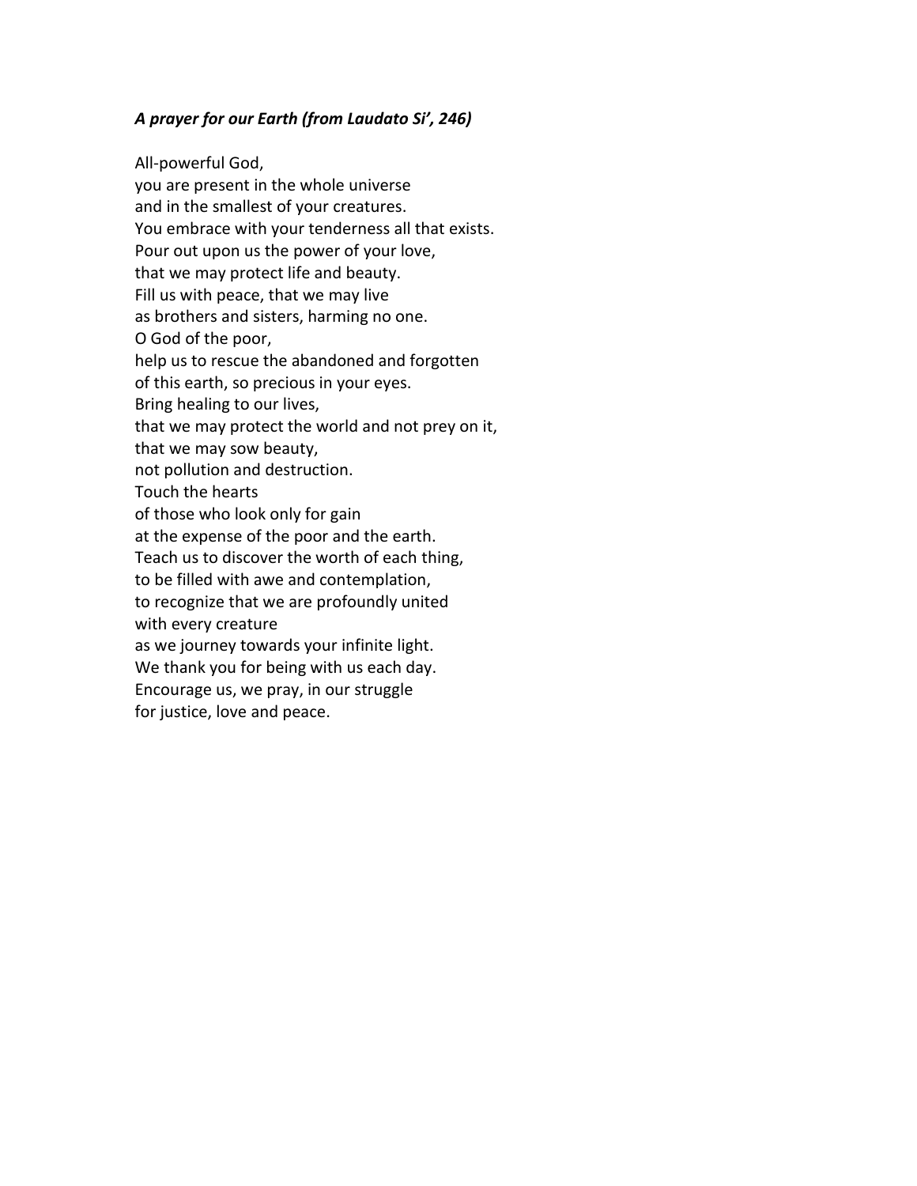***A prayer for our Earth (from Laudato Si', 246)***

All-powerful God,
you are present in the whole universe
and in the smallest of your creatures.
You embrace with your tenderness all that exists.
Pour out upon us the power of your love,
that we may protect life and beauty.
Fill us with peace, that we may live
as brothers and sisters, harming no one.
O God of the poor,
help us to rescue the abandoned and forgotten
of this earth, so precious in your eyes.
Bring healing to our lives,
that we may protect the world and not prey on it,
that we may sow beauty,
not pollution and destruction.
Touch the hearts
of those who look only for gain
at the expense of the poor and the earth.
Teach us to discover the worth of each thing,
to be filled with awe and contemplation,
to recognize that we are profoundly united
with every creature
as we journey towards your infinite light.
We thank you for being with us each day.
Encourage us, we pray, in our struggle
for justice, love and peace.